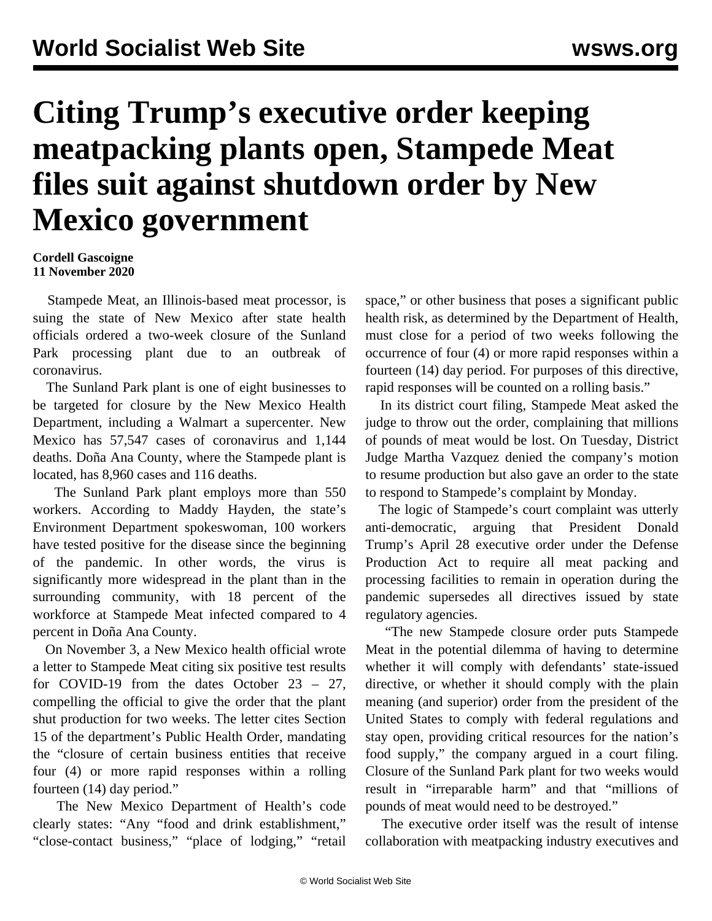# Citing Trump's executive order keeping meatpacking plants open, Stampede Meat files suit against shutdown order by New Mexico government

**Cordell Gascoigne**
**11 November 2020**

Stampede Meat, an Illinois-based meat processor, is suing the state of New Mexico after state health officials ordered a two-week closure of the Sunland Park processing plant due to an outbreak of coronavirus.

The Sunland Park plant is one of eight businesses to be targeted for closure by the New Mexico Health Department, including a Walmart a supercenter. New Mexico has 57,547 cases of coronavirus and 1,144 deaths. Doña Ana County, where the Stampede plant is located, has 8,960 cases and 116 deaths.

The Sunland Park plant employs more than 550 workers. According to Maddy Hayden, the state's Environment Department spokeswoman, 100 workers have tested positive for the disease since the beginning of the pandemic. In other words, the virus is significantly more widespread in the plant than in the surrounding community, with 18 percent of the workforce at Stampede Meat infected compared to 4 percent in Doña Ana County.

On November 3, a New Mexico health official wrote a letter to Stampede Meat citing six positive test results for COVID-19 from the dates October 23 – 27, compelling the official to give the order that the plant shut production for two weeks. The letter cites Section 15 of the department's Public Health Order, mandating the "closure of certain business entities that receive four (4) or more rapid responses within a rolling fourteen (14) day period."

The New Mexico Department of Health's code clearly states: "Any "food and drink establishment," "close-contact business," "place of lodging," "retail space," or other business that poses a significant public health risk, as determined by the Department of Health, must close for a period of two weeks following the occurrence of four (4) or more rapid responses within a fourteen (14) day period. For purposes of this directive, rapid responses will be counted on a rolling basis."

In its district court filing, Stampede Meat asked the judge to throw out the order, complaining that millions of pounds of meat would be lost. On Tuesday, District Judge Martha Vazquez denied the company's motion to resume production but also gave an order to the state to respond to Stampede's complaint by Monday.

The logic of Stampede's court complaint was utterly anti-democratic, arguing that President Donald Trump's April 28 executive order under the Defense Production Act to require all meat packing and processing facilities to remain in operation during the pandemic supersedes all directives issued by state regulatory agencies.

"The new Stampede closure order puts Stampede Meat in the potential dilemma of having to determine whether it will comply with defendants' state-issued directive, or whether it should comply with the plain meaning (and superior) order from the president of the United States to comply with federal regulations and stay open, providing critical resources for the nation's food supply," the company argued in a court filing. Closure of the Sunland Park plant for two weeks would result in "irreparable harm" and that "millions of pounds of meat would need to be destroyed."

The executive order itself was the result of intense collaboration with meatpacking industry executives and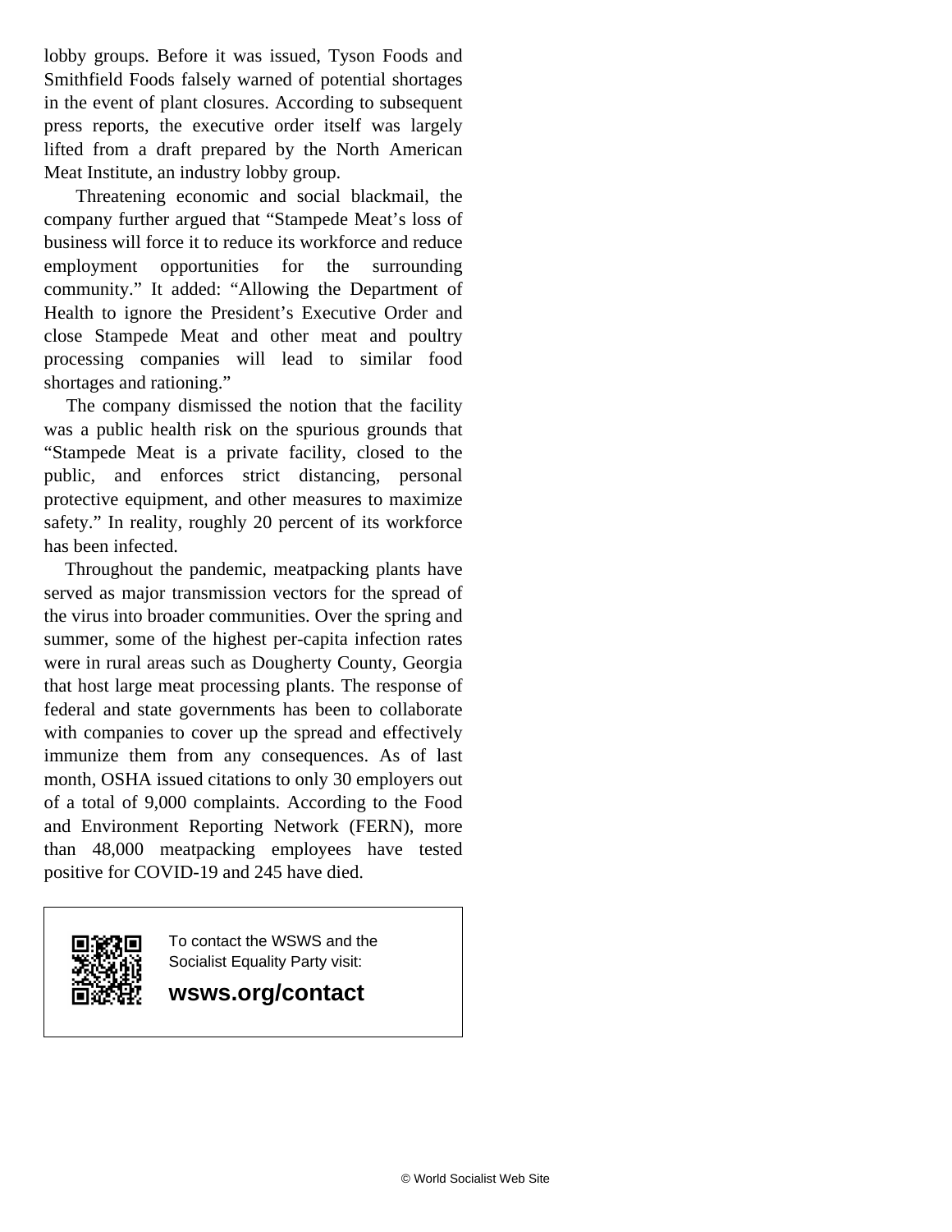lobby groups. Before it was issued, Tyson Foods and Smithfield Foods falsely warned of potential shortages in the event of plant closures. According to subsequent press reports, the executive order itself was largely lifted from a draft prepared by the North American Meat Institute, an industry lobby group.

Threatening economic and social blackmail, the company further argued that "Stampede Meat's loss of business will force it to reduce its workforce and reduce employment opportunities for the surrounding community." It added: "Allowing the Department of Health to ignore the President's Executive Order and close Stampede Meat and other meat and poultry processing companies will lead to similar food shortages and rationing."

The company dismissed the notion that the facility was a public health risk on the spurious grounds that "Stampede Meat is a private facility, closed to the public, and enforces strict distancing, personal protective equipment, and other measures to maximize safety." In reality, roughly 20 percent of its workforce has been infected.

Throughout the pandemic, meatpacking plants have served as major transmission vectors for the spread of the virus into broader communities. Over the spring and summer, some of the highest per-capita infection rates were in rural areas such as Dougherty County, Georgia that host large meat processing plants. The response of federal and state governments has been to collaborate with companies to cover up the spread and effectively immunize them from any consequences. As of last month, OSHA issued citations to only 30 employers out of a total of 9,000 complaints. According to the Food and Environment Reporting Network (FERN), more than 48,000 meatpacking employees have tested positive for COVID-19 and 245 have died.

To contact the WSWS and the Socialist Equality Party visit:

**wsws.org/contact**